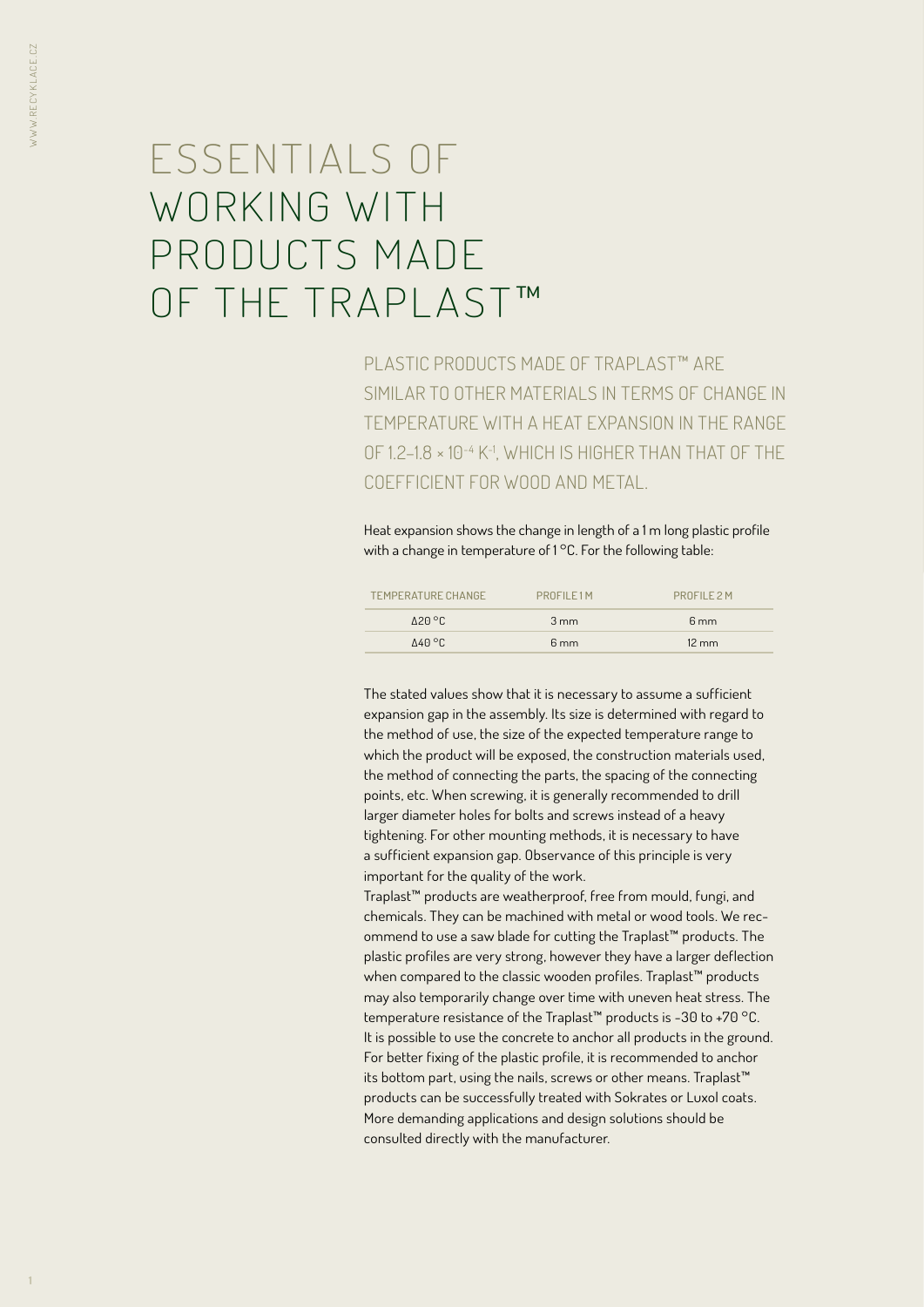# ESSENTIALS OF WORKING WITH PRODUCTS MADE OF THE TRAPLAST™

PLASTIC PRODUCTS MADE OF TRAPLAST™ ARE SIMILAR TO OTHER MATERIALS IN TERMS OF CHANGE IN TEMPERATURE WITH A HEAT EXPANSION IN THE RANGE OF $1.2–1.8 \times 10^{-4}\ K^{-1}$, WHICH IS HIGHER THAN THAT OF THE COEFFICIENT FOR WOOD AND METAL.

Heat expansion shows the change in length of a 1 m long plastic profile with a change in temperature of 1 °C. For the following table:

| TEMPERATURE CHANGE | PROFILE 1 M | PROFILE 2 M |
|---|---|---|
| Δ20 °C | 3 mm | 6 mm |
| Δ40 °C | 6 mm | 12 mm |

The stated values show that it is necessary to assume a sufficient expansion gap in the assembly. Its size is determined with regard to the method of use, the size of the expected temperature range to which the product will be exposed, the construction materials used, the method of connecting the parts, the spacing of the connecting points, etc. When screwing, it is generally recommended to drill larger diameter holes for bolts and screws instead of a heavy tightening. For other mounting methods, it is necessary to have a sufficient expansion gap. Observance of this principle is very important for the quality of the work.

Traplast™ products are weatherproof, free from mould, fungi, and chemicals. They can be machined with metal or wood tools. We recommend to use a saw blade for cutting the Traplast™ products. The plastic profiles are very strong, however they have a larger deflection when compared to the classic wooden profiles. Traplast™ products may also temporarily change over time with uneven heat stress. The temperature resistance of the Traplast™ products is -30 to +70 °C. It is possible to use the concrete to anchor all products in the ground. For better fixing of the plastic profile, it is recommended to anchor its bottom part, using the nails, screws or other means. Traplast™ products can be successfully treated with Sokrates or Luxol coats. More demanding applications and design solutions should be consulted directly with the manufacturer.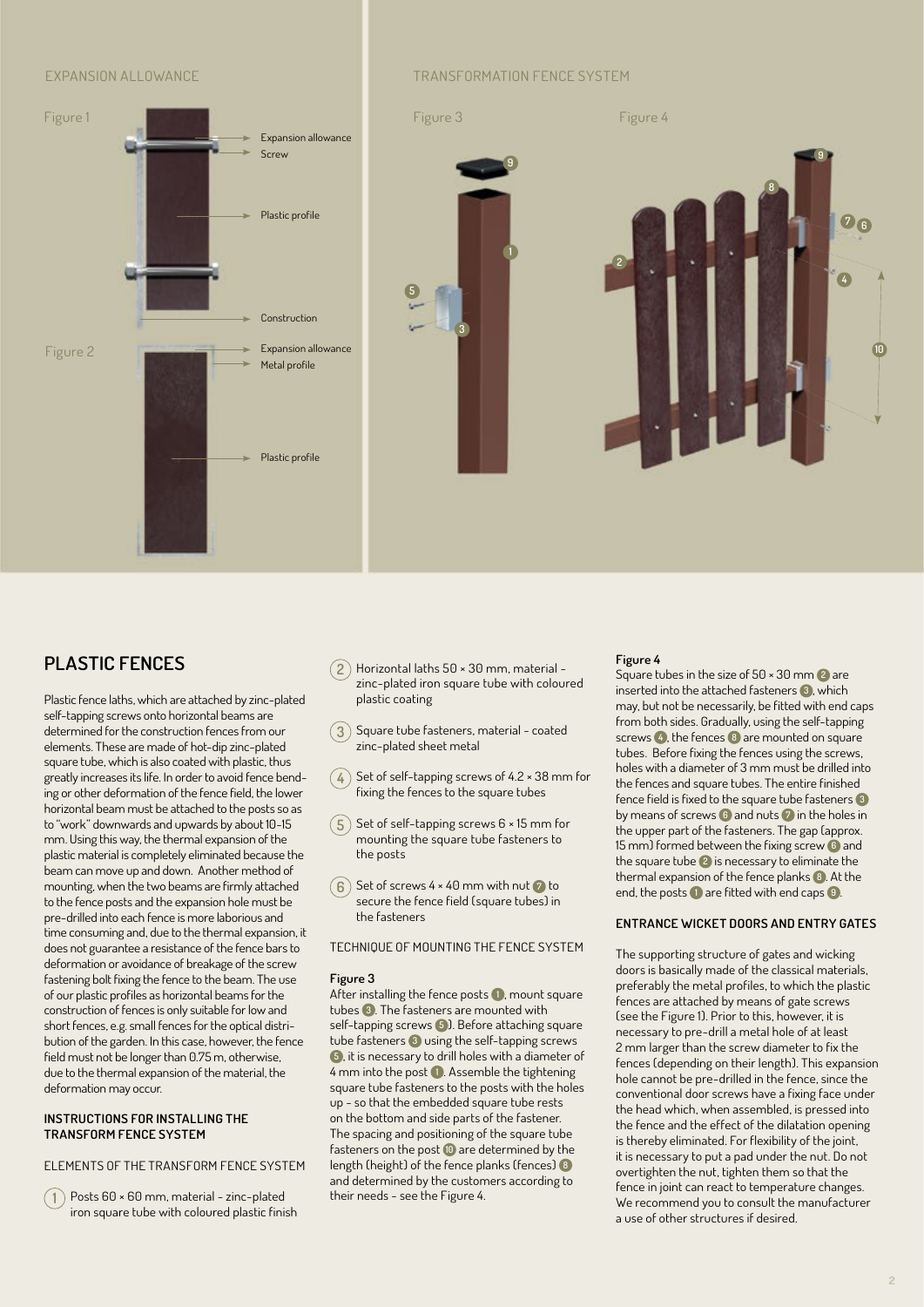EXPANSION ALLOWANCE

Figure 1

Expansion allowance
Screw
Plastic profile
Construction

Figure 2

Expansion allowance
Metal profile
Plastic profile

TRANSFORMATION FENCE SYSTEM

Figure 3

Figure 4

## PLASTIC FENCES

Plastic fence laths, which are attached by zinc-plated self-tapping screws onto horizontal beams are determined for the construction fences from our elements. These are made of hot-dip zinc-plated square tube, which is also coated with plastic, thus greatly increases its life. In order to avoid fence bending or other deformation of the fence field, the lower horizontal beam must be attached to the posts so as to "work" downwards and upwards by about 10-15 mm. Using this way, the thermal expansion of the plastic material is completely eliminated because the beam can move up and down. Another method of mounting, when the two beams are firmly attached to the fence posts and the expansion hole must be pre-drilled into each fence is more laborious and time consuming and, due to the thermal expansion, it does not guarantee a resistance of the fence bars to deformation or avoidance of breakage of the screw fastening bolt fixing the fence to the beam. The use of our plastic profiles as horizontal beams for the construction of fences is only suitable for low and short fences, e.g. small fences for the optical distribution of the garden. In this case, however, the fence field must not be longer than 0.75 m, otherwise, due to the thermal expansion of the material, the deformation may occur.

### INSTRUCTIONS FOR INSTALLING THE TRANSFORM FENCE SYSTEM

ELEMENTS OF THE TRANSFORM FENCE SYSTEM

1. Posts 60 × 60 mm, material - zinc-plated iron square tube with coloured plastic finish
2. Horizontal laths 50 × 30 mm, material - zinc-plated iron square tube with coloured plastic coating
3. Square tube fasteners, material - coated zinc-plated sheet metal
4. Set of self-tapping screws of 4.2 × 38 mm for fixing the fences to the square tubes
5. Set of self-tapping screws 6 × 15 mm for mounting the square tube fasteners to the posts
6. Set of screws 4 × 40 mm with nut 7 to secure the fence field (square tubes) in the fasteners

TECHNIQUE OF MOUNTING THE FENCE SYSTEM

**Figure 3**

After installing the fence posts 1, mount square tubes 3. The fasteners are mounted with self-tapping screws 5). Before attaching square tube fasteners 3 using the self-tapping screws 5, it is necessary to drill holes with a diameter of 4 mm into the post 1. Assemble the tightening square tube fasteners to the posts with the holes up - so that the embedded square tube rests on the bottom and side parts of the fastener. The spacing and positioning of the square tube fasteners on the post 10 are determined by the length (height) of the fence planks (fences) 8 and determined by the customers according to their needs - see the Figure 4.

**Figure 4**

Square tubes in the size of 50 × 30 mm 2 are inserted into the attached fasteners 3, which may, but not be necessarily, be fitted with end caps from both sides. Gradually, using the self-tapping screws 4, the fences 8 are mounted on square tubes. Before fixing the fences using the screws, holes with a diameter of 3 mm must be drilled into the fences and square tubes. The entire finished fence field is fixed to the square tube fasteners 3 by means of screws 6 and nuts 7 in the holes in the upper part of the fasteners. The gap (approx. 15 mm) formed between the fixing screw 6 and the square tube 2 is necessary to eliminate the thermal expansion of the fence planks 8. At the end, the posts 1 are fitted with end caps 9.

### ENTRANCE WICKET DOORS AND ENTRY GATES

The supporting structure of gates and wicking doors is basically made of the classical materials, preferably the metal profiles, to which the plastic fences are attached by means of gate screws (see the Figure 1). Prior to this, however, it is necessary to pre-drill a metal hole of at least 2 mm larger than the screw diameter to fix the fences (depending on their length). This expansion hole cannot be pre-drilled in the fence, since the conventional door screws have a fixing face under the head which, when assembled, is pressed into the fence and the effect of the dilatation opening is thereby eliminated. For flexibility of the joint, it is necessary to put a pad under the nut. Do not overtighten the nut, tighten them so that the fence in joint can react to temperature changes. We recommend you to consult the manufacturer a use of other structures if desired.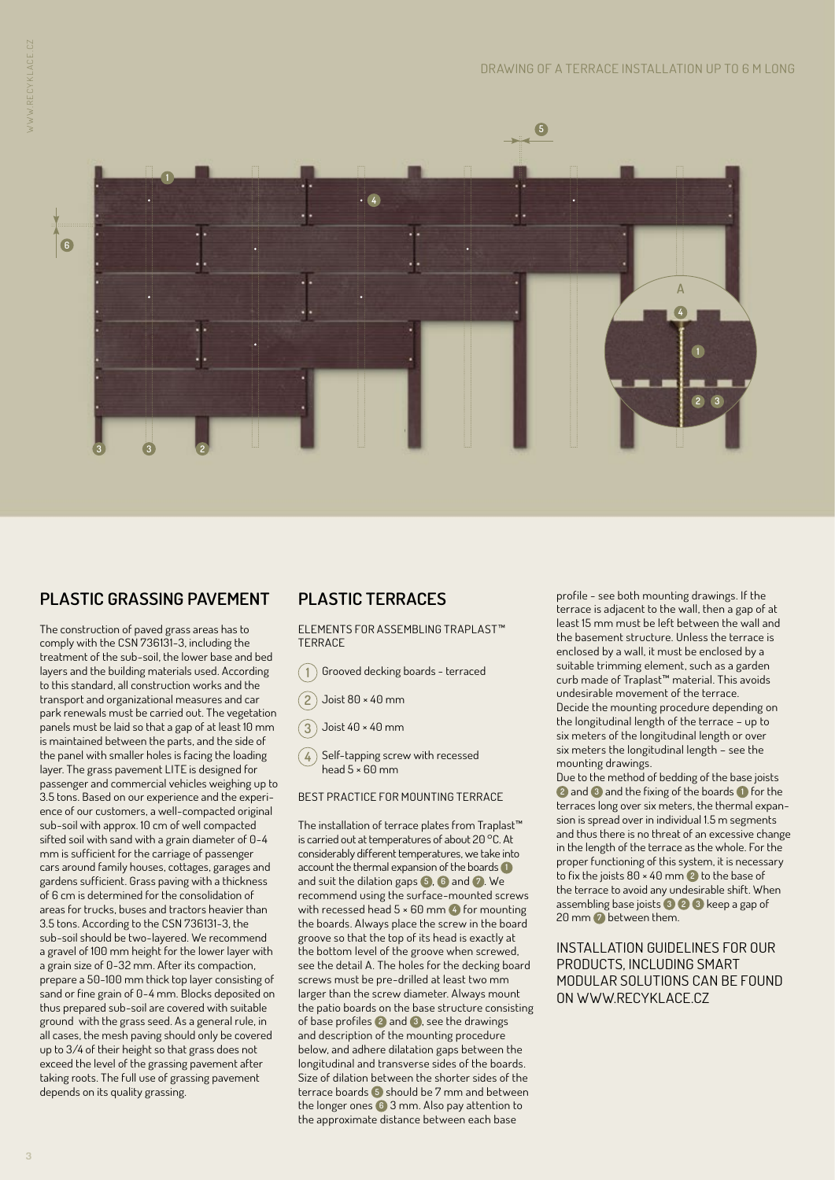DRAWING OF A TERRACE INSTALLATION UP TO 6 M LONG

## PLASTIC GRASSING PAVEMENT

The construction of paved grass areas has to comply with the CSN 736131-3, including the treatment of the sub-soil, the lower base and bed layers and the building materials used. According to this standard, all construction works and the transport and organizational measures and car park renewals must be carried out. The vegetation panels must be laid so that a gap of at least 10 mm is maintained between the parts, and the side of the panel with smaller holes is facing the loading layer. The grass pavement LITE is designed for passenger and commercial vehicles weighing up to 3.5 tons. Based on our experience and the experience of our customers, a well-compacted original sub-soil with approx. 10 cm of well compacted sifted soil with sand with a grain diameter of 0-4 mm is sufficient for the carriage of passenger cars around family houses, cottages, garages and gardens sufficient. Grass paving with a thickness of 6 cm is determined for the consolidation of areas for trucks, buses and tractors heavier than 3.5 tons. According to the CSN 736131-3, the sub-soil should be two-layered. We recommend a gravel of 100 mm height for the lower layer with a grain size of 0-32 mm. After its compaction, prepare a 50-100 mm thick top layer consisting of sand or fine grain of 0-4 mm. Blocks deposited on thus prepared sub-soil are covered with suitable ground with the grass seed. As a general rule, in all cases, the mesh paving should only be covered up to 3/4 of their height so that grass does not exceed the level of the grassing pavement after taking roots. The full use of grassing pavement depends on its quality grassing.

## PLASTIC TERRACES

ELEMENTS FOR ASSEMBLING TRAPLAST™ TERRACE

1. Grooved decking boards - terraced
2. Joist 80 × 40 mm
3. Joist 40 × 40 mm
4. Self-tapping screw with recessed head 5 × 60 mm

BEST PRACTICE FOR MOUNTING TERRACE

The installation of terrace plates from Traplast™ is carried out at temperatures of about 20 °C. At considerably different temperatures, we take into account the thermal expansion of the boards 1 and suit the dilation gaps 5, 6 and 7. We recommend using the surface-mounted screws with recessed head 5 × 60 mm 4 for mounting the boards. Always place the screw in the board groove so that the top of its head is exactly at the bottom level of the groove when screwed, see the detail A. The holes for the decking board screws must be pre-drilled at least two mm larger than the screw diameter. Always mount the patio boards on the base structure consisting of base profiles 2 and 3, see the drawings and description of the mounting procedure below, and adhere dilatation gaps between the longitudinal and transverse sides of the boards. Size of dilation between the shorter sides of the terrace boards 5 should be 7 mm and between the longer ones 6 3 mm. Also pay attention to the approximate distance between each base profile - see both mounting drawings. If the terrace is adjacent to the wall, then a gap of at least 15 mm must be left between the wall and the basement structure. Unless the terrace is enclosed by a wall, it must be enclosed by a suitable trimming element, such as a garden curb made of Traplast™ material. This avoids undesirable movement of the terrace.
Decide the mounting procedure depending on the longitudinal length of the terrace - up to six meters of the longitudinal length or over six meters the longitudinal length - see the mounting drawings.
Due to the method of bedding of the base joists 2 and 3 and the fixing of the boards 1 for the terraces long over six meters, the thermal expansion is spread over in individual 1.5 m segments and thus there is no threat of an excessive change in the length of the terrace as the whole. For the proper functioning of this system, it is necessary to fix the joists 80 × 40 mm 2 to the base of the terrace to avoid any undesirable shift. When assembling base joists 3 2 3 keep a gap of 20 mm 7 between them.

INSTALLATION GUIDELINES FOR OUR PRODUCTS, INCLUDING SMART MODULAR SOLUTIONS CAN BE FOUND ON WWW.RECYKLACE.CZ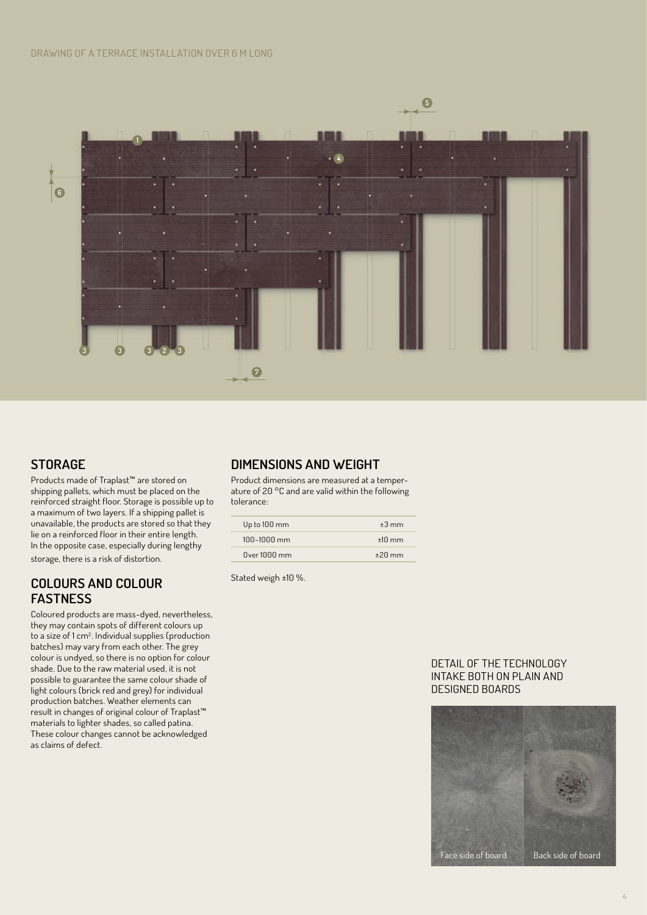DRAWING OF A TERRACE INSTALLATION OVER 6 M LONG

1

4

5

6

3 3 3 2 3

7

## STORAGE

Products made of Traplast™ are stored on shipping pallets, which must be placed on the reinforced straight floor. Storage is possible up to a maximum of two layers. If a shipping pallet is unavailable, the products are stored so that they lie on a reinforced floor in their entire length. In the opposite case, especially during lengthy storage, there is a risk of distortion.

## COLOURS AND COLOUR FASTNESS

Coloured products are mass-dyed, nevertheless, they may contain spots of different colours up to a size of 1 cm². Individual supplies (production batches) may vary from each other. The grey colour is undyed, so there is no option for colour shade. Due to the raw material used, it is not possible to guarantee the same colour shade of light colours (brick red and grey) for individual production batches. Weather elements can result in changes of original colour of Traplast™ materials to lighter shades, so called patina. These colour changes cannot be acknowledged as claims of defect.

## DIMENSIONS AND WEIGHT

Product dimensions are measured at a temperature of 20 °C and are valid within the following tolerance:

| | |
|---|---|
| Up to 100 mm | ±3 mm |
| 100–1000 mm | ±10 mm |
| Over 1000 mm | ±20 mm |

Stated weigh ±10 %.

DETAIL OF THE TECHNOLOGY INTAKE BOTH ON PLAIN AND DESIGNED BOARDS

Face side of board

Back side of board